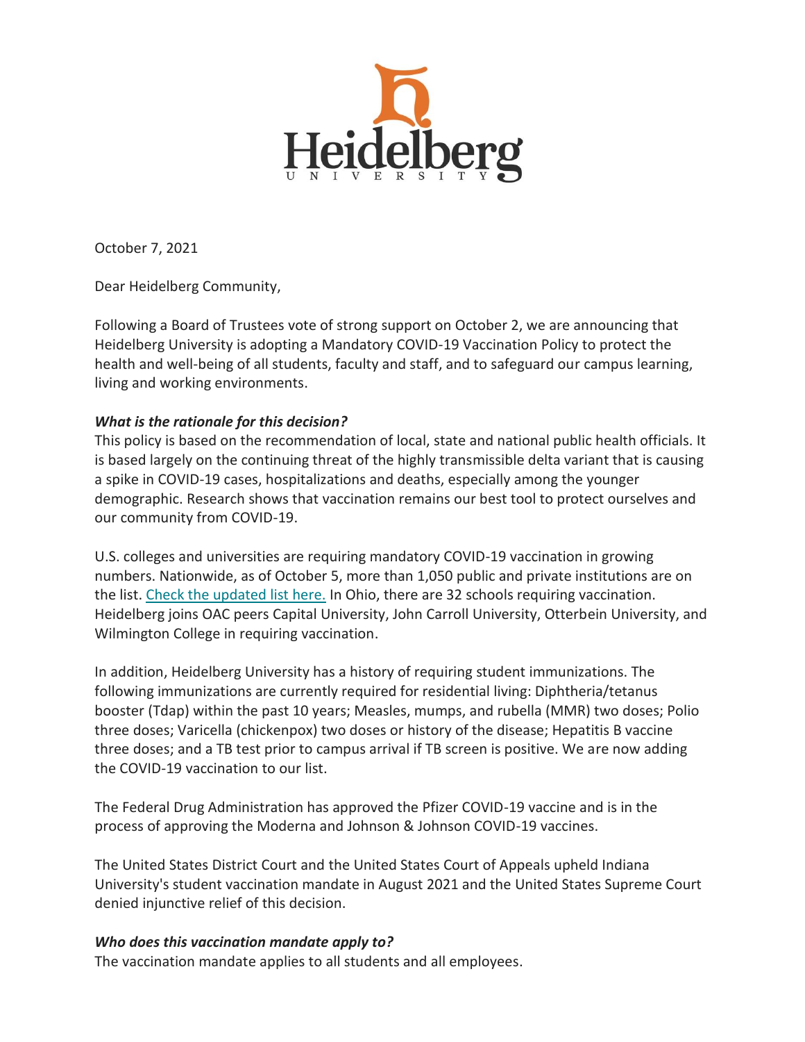Heidelberg
UNIVERSITY

October 7, 2021

Dear Heidelberg Community,

Following a Board of Trustees vote of strong support on October 2, we are announcing that Heidelberg University is adopting a Mandatory COVID-19 Vaccination Policy to protect the health and well-being of all students, faculty and staff, and to safeguard our campus learning, living and working environments.

***What is the rationale for this decision?***

This policy is based on the recommendation of local, state and national public health officials. It is based largely on the continuing threat of the highly transmissible delta variant that is causing a spike in COVID-19 cases, hospitalizations and deaths, especially among the younger demographic. Research shows that vaccination remains our best tool to protect ourselves and our community from COVID-19.

U.S. colleges and universities are requiring mandatory COVID-19 vaccination in growing numbers. Nationwide, as of October 5, more than 1,050 public and private institutions are on the list. Check the updated list here. In Ohio, there are 32 schools requiring vaccination. Heidelberg joins OAC peers Capital University, John Carroll University, Otterbein University, and Wilmington College in requiring vaccination.

In addition, Heidelberg University has a history of requiring student immunizations. The following immunizations are currently required for residential living: Diphtheria/tetanus booster (Tdap) within the past 10 years; Measles, mumps, and rubella (MMR) two doses; Polio three doses; Varicella (chickenpox) two doses or history of the disease; Hepatitis B vaccine three doses; and a TB test prior to campus arrival if TB screen is positive. We are now adding the COVID-19 vaccination to our list.

The Federal Drug Administration has approved the Pfizer COVID-19 vaccine and is in the process of approving the Moderna and Johnson & Johnson COVID-19 vaccines.

The United States District Court and the United States Court of Appeals upheld Indiana University's student vaccination mandate in August 2021 and the United States Supreme Court denied injunctive relief of this decision.

***Who does this vaccination mandate apply to?***

The vaccination mandate applies to all students and all employees.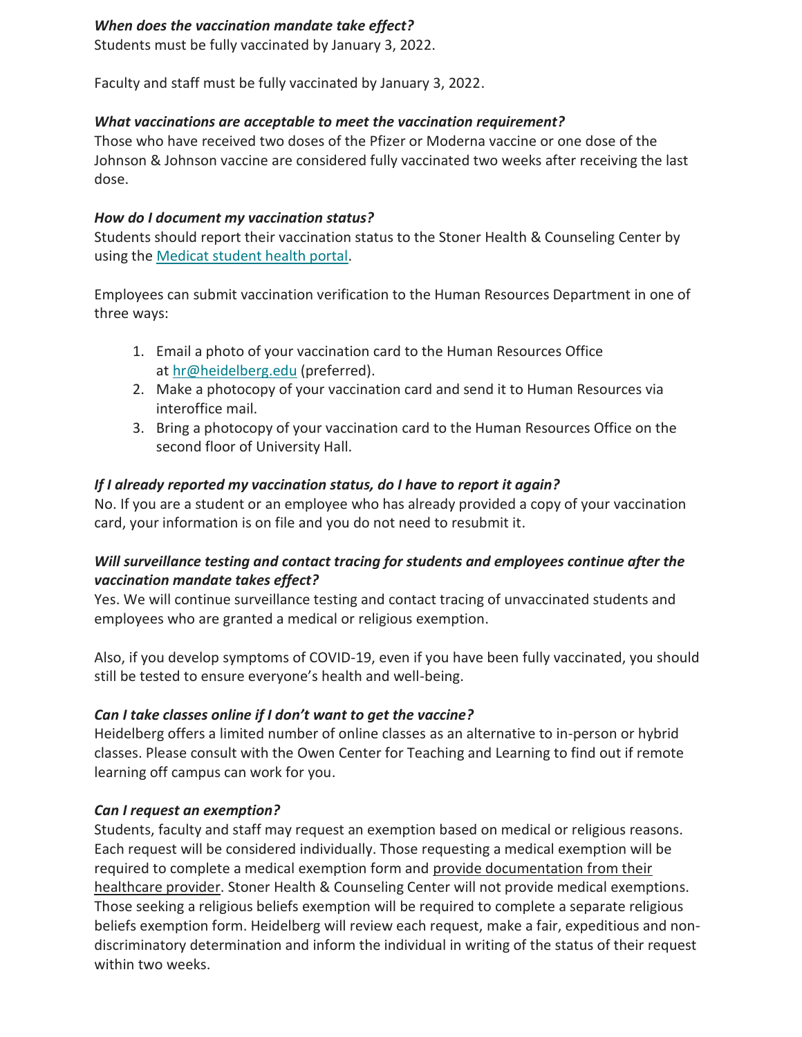***When does the vaccination mandate take effect?***

Students must be fully vaccinated by January 3, 2022.

Faculty and staff must be fully vaccinated by January 3, 2022.

***What vaccinations are acceptable to meet the vaccination requirement?***

Those who have received two doses of the Pfizer or Moderna vaccine or one dose of the Johnson & Johnson vaccine are considered fully vaccinated two weeks after receiving the last dose.

***How do I document my vaccination status?***

Students should report their vaccination status to the Stoner Health & Counseling Center by using the [Medicat student health portal](Medicat student health portal).

Employees can submit vaccination verification to the Human Resources Department in one of three ways:

1. Email a photo of your vaccination card to the Human Resources Office at [hr@heidelberg.edu](mailto:hr@heidelberg.edu) (preferred).
2. Make a photocopy of your vaccination card and send it to Human Resources via interoffice mail.
3. Bring a photocopy of your vaccination card to the Human Resources Office on the second floor of University Hall.

***If I already reported my vaccination status, do I have to report it again?***

No. If you are a student or an employee who has already provided a copy of your vaccination card, your information is on file and you do not need to resubmit it.

***Will surveillance testing and contact tracing for students and employees continue after the vaccination mandate takes effect?***

Yes. We will continue surveillance testing and contact tracing of unvaccinated students and employees who are granted a medical or religious exemption.

Also, if you develop symptoms of COVID-19, even if you have been fully vaccinated, you should still be tested to ensure everyone's health and well-being.

***Can I take classes online if I don't want to get the vaccine?***

Heidelberg offers a limited number of online classes as an alternative to in-person or hybrid classes. Please consult with the Owen Center for Teaching and Learning to find out if remote learning off campus can work for you.

***Can I request an exemption?***

Students, faculty and staff may request an exemption based on medical or religious reasons. Each request will be considered individually. Those requesting a medical exemption will be required to complete a medical exemption form and provide documentation from their healthcare provider. Stoner Health & Counseling Center will not provide medical exemptions. Those seeking a religious beliefs exemption will be required to complete a separate religious beliefs exemption form. Heidelberg will review each request, make a fair, expeditious and non-discriminatory determination and inform the individual in writing of the status of their request within two weeks.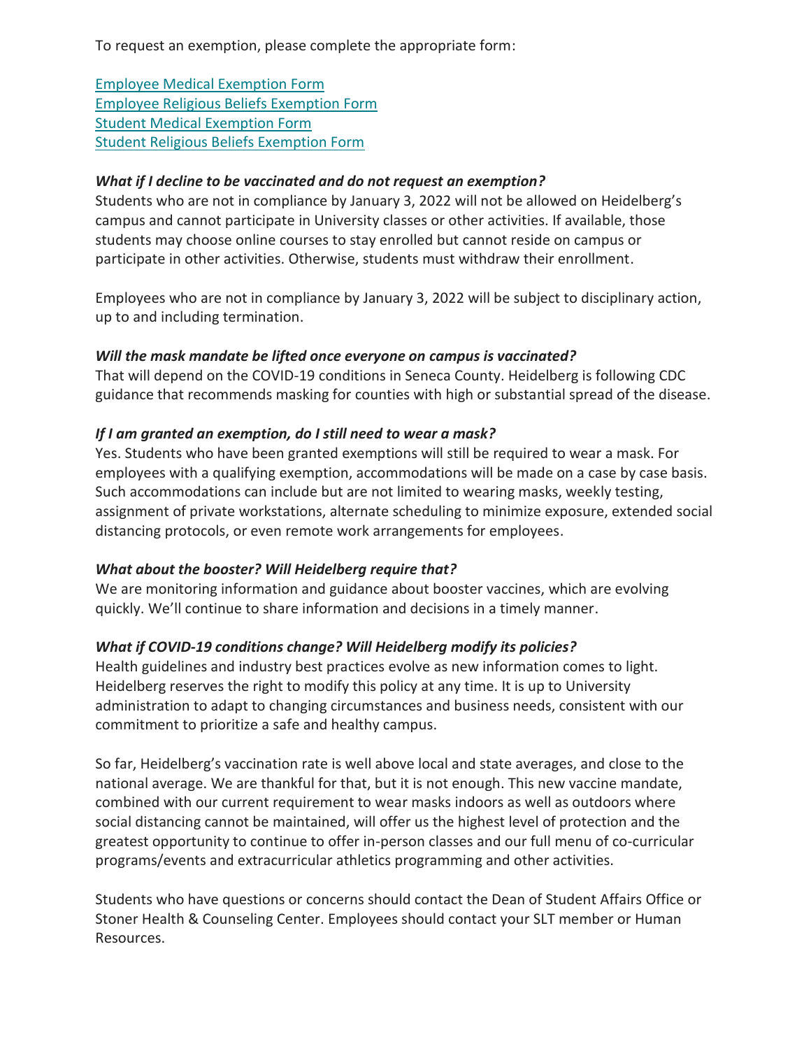To request an exemption, please complete the appropriate form:

Employee Medical Exemption Form
Employee Religious Beliefs Exemption Form
Student Medical Exemption Form
Student Religious Beliefs Exemption Form

***What if I decline to be vaccinated and do not request an exemption?***

Students who are not in compliance by January 3, 2022 will not be allowed on Heidelberg's campus and cannot participate in University classes or other activities. If available, those students may choose online courses to stay enrolled but cannot reside on campus or participate in other activities. Otherwise, students must withdraw their enrollment.

Employees who are not in compliance by January 3, 2022 will be subject to disciplinary action, up to and including termination.

***Will the mask mandate be lifted once everyone on campus is vaccinated?***

That will depend on the COVID-19 conditions in Seneca County. Heidelberg is following CDC guidance that recommends masking for counties with high or substantial spread of the disease.

***If I am granted an exemption, do I still need to wear a mask?***

Yes. Students who have been granted exemptions will still be required to wear a mask. For employees with a qualifying exemption, accommodations will be made on a case by case basis. Such accommodations can include but are not limited to wearing masks, weekly testing, assignment of private workstations, alternate scheduling to minimize exposure, extended social distancing protocols, or even remote work arrangements for employees.

***What about the booster? Will Heidelberg require that?***

We are monitoring information and guidance about booster vaccines, which are evolving quickly. We'll continue to share information and decisions in a timely manner.

***What if COVID-19 conditions change? Will Heidelberg modify its policies?***

Health guidelines and industry best practices evolve as new information comes to light. Heidelberg reserves the right to modify this policy at any time. It is up to University administration to adapt to changing circumstances and business needs, consistent with our commitment to prioritize a safe and healthy campus.

So far, Heidelberg's vaccination rate is well above local and state averages, and close to the national average. We are thankful for that, but it is not enough. This new vaccine mandate, combined with our current requirement to wear masks indoors as well as outdoors where social distancing cannot be maintained, will offer us the highest level of protection and the greatest opportunity to continue to offer in-person classes and our full menu of co-curricular programs/events and extracurricular athletics programming and other activities.

Students who have questions or concerns should contact the Dean of Student Affairs Office or Stoner Health & Counseling Center. Employees should contact your SLT member or Human Resources.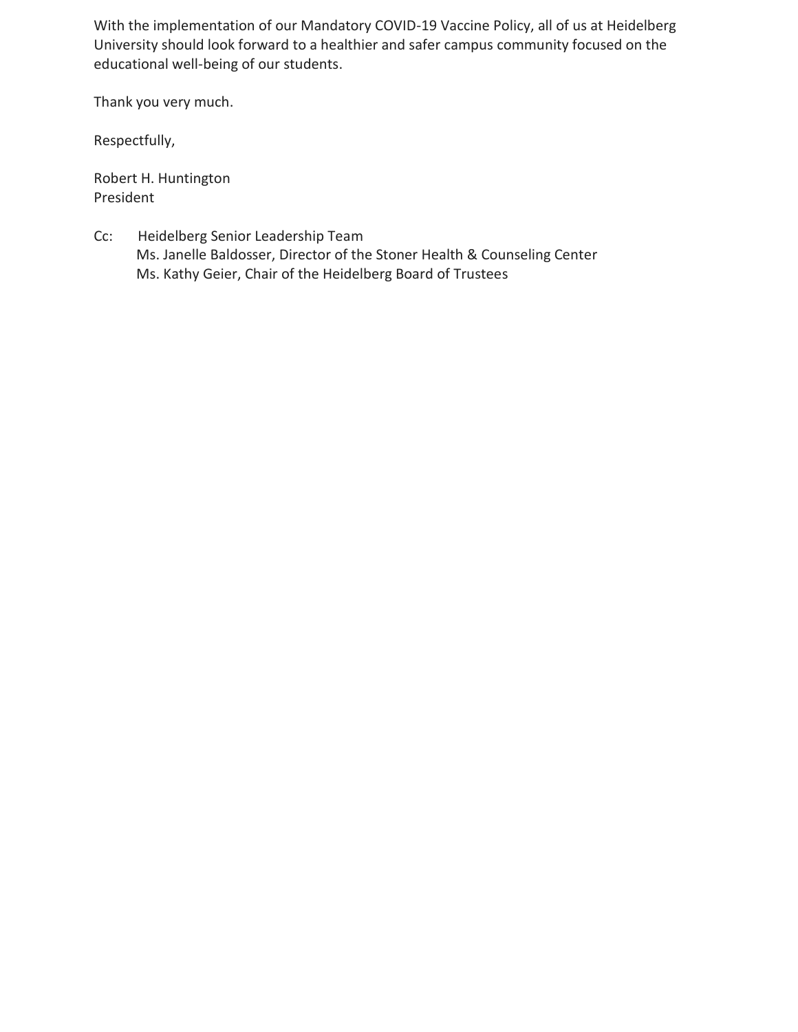With the implementation of our Mandatory COVID-19 Vaccine Policy, all of us at Heidelberg University should look forward to a healthier and safer campus community focused on the educational well-being of our students.

Thank you very much.

Respectfully,

Robert H. Huntington
President

Cc: Heidelberg Senior Leadership Team
Ms. Janelle Baldosser, Director of the Stoner Health & Counseling Center
Ms. Kathy Geier, Chair of the Heidelberg Board of Trustees